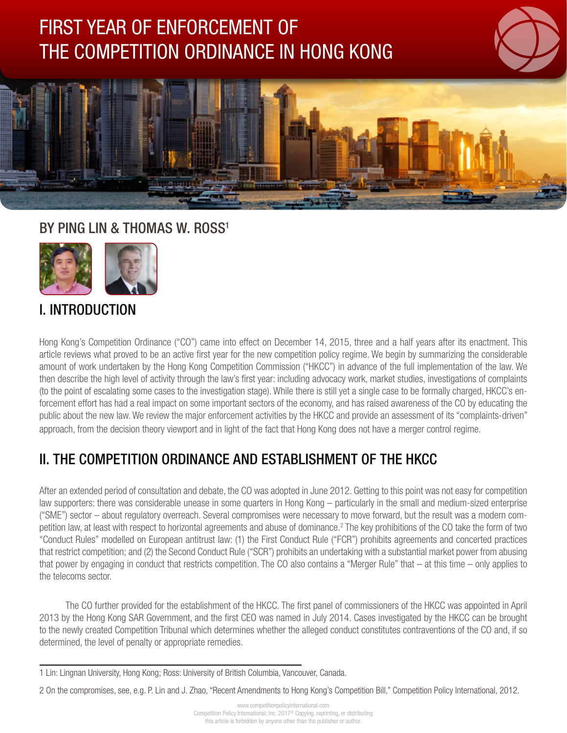// First Year of Enforcement of the Competition Ordinance in Hong Kong

# FIRST YEAR OF ENFORCEMENT OF THE COMPETITION ORDINANCE IN HONG KONG

## BY PING LIN & THOMAS W. ROSS[1]

## I. INTRODUCTION

Hong Kong's Competition Ordinance ("CO") came into effect on December 14, 2015, three and a half years after its enactment. This article reviews what proved to be an active first year for the new competition policy regime. We begin by summarizing the considerable amount of work undertaken by the Hong Kong Competition Commission ("HKCC") in advance of the full implementation of the law. We then describe the high level of activity through the law's first year: including advocacy work, market studies, investigations of complaints (to the point of escalating some cases to the investigation stage). While there is still yet a single case to be formally charged, HKCC's enforcement effort has had a real impact on some important sectors of the economy, and has raised awareness of the CO by educating the public about the new law. We review the major enforcement activities by the HKCC and provide an assessment of its "complaints-driven" approach, from the decision theory viewpoint and in light of the fact that Hong Kong does not have a merger control regime.

## II. THE COMPETITION ORDINANCE AND ESTABLISHMENT OF THE HKCC

After an extended period of consultation and debate, the CO was adopted in June 2012. Getting to this point was not easy for competition law supporters: there was considerable unease in some quarters in Hong Kong – particularly in the small and medium-sized enterprise ("SME") sector – about regulatory overreach. Several compromises were necessary to move forward, but the result was a modern competition law, at least with respect to horizontal agreements and abuse of dominance.[2] The key prohibitions of the CO take the form of two "Conduct Rules" modelled on European antitrust law: (1) the First Conduct Rule ("FCR") prohibits agreements and concerted practices that restrict competition; and (2) the Second Conduct Rule ("SCR") prohibits an undertaking with a substantial market power from abusing that power by engaging in conduct that restricts competition. The CO also contains a "Merger Rule" that – at this time – only applies to the telecoms sector.

The CO further provided for the establishment of the HKCC. The first panel of commissioners of the HKCC was appointed in April 2013 by the Hong Kong SAR Government, and the first CEO was named in July 2014. Cases investigated by the HKCC can be brought to the newly created Competition Tribunal which determines whether the alleged conduct constitutes contraventions of the CO and, if so determined, the level of penalty or appropriate remedies.

---

1 Lin: Lingnan University, Hong Kong; Ross: University of British Columbia, Vancouver, Canada.

2 On the compromises, see, e.g. P. Lin and J. Zhao, "Recent Amendments to Hong Kong's Competition Bill," Competition Policy International, 2012.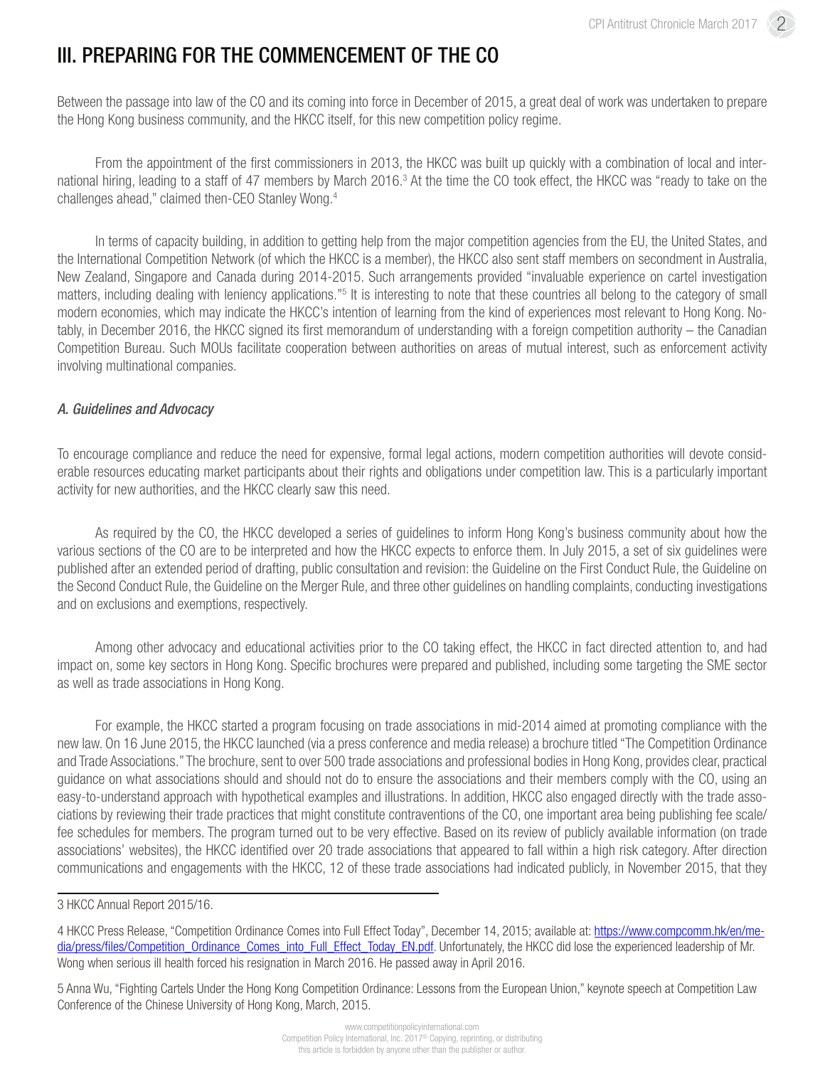## III. PREPARING FOR THE COMMENCEMENT OF THE CO

Between the passage into law of the CO and its coming into force in December of 2015, a great deal of work was undertaken to prepare the Hong Kong business community, and the HKCC itself, for this new competition policy regime.

From the appointment of the first commissioners in 2013, the HKCC was built up quickly with a combination of local and international hiring, leading to a staff of 47 members by March 2016.[3] At the time the CO took effect, the HKCC was "ready to take on the challenges ahead," claimed then-CEO Stanley Wong.[4]

In terms of capacity building, in addition to getting help from the major competition agencies from the EU, the United States, and the International Competition Network (of which the HKCC is a member), the HKCC also sent staff members on secondment in Australia, New Zealand, Singapore and Canada during 2014-2015. Such arrangements provided "invaluable experience on cartel investigation matters, including dealing with leniency applications."[5] It is interesting to note that these countries all belong to the category of small modern economies, which may indicate the HKCC's intention of learning from the kind of experiences most relevant to Hong Kong. Notably, in December 2016, the HKCC signed its first memorandum of understanding with a foreign competition authority – the Canadian Competition Bureau. Such MOUs facilitate cooperation between authorities on areas of mutual interest, such as enforcement activity involving multinational companies.

### *A. Guidelines and Advocacy*

To encourage compliance and reduce the need for expensive, formal legal actions, modern competition authorities will devote considerable resources educating market participants about their rights and obligations under competition law. This is a particularly important activity for new authorities, and the HKCC clearly saw this need.

As required by the CO, the HKCC developed a series of guidelines to inform Hong Kong's business community about how the various sections of the CO are to be interpreted and how the HKCC expects to enforce them. In July 2015, a set of six guidelines were published after an extended period of drafting, public consultation and revision: the Guideline on the First Conduct Rule, the Guideline on the Second Conduct Rule, the Guideline on the Merger Rule, and three other guidelines on handling complaints, conducting investigations and on exclusions and exemptions, respectively.

Among other advocacy and educational activities prior to the CO taking effect, the HKCC in fact directed attention to, and had impact on, some key sectors in Hong Kong. Specific brochures were prepared and published, including some targeting the SME sector as well as trade associations in Hong Kong.

For example, the HKCC started a program focusing on trade associations in mid-2014 aimed at promoting compliance with the new law. On 16 June 2015, the HKCC launched (via a press conference and media release) a brochure titled "The Competition Ordinance and Trade Associations." The brochure, sent to over 500 trade associations and professional bodies in Hong Kong, provides clear, practical guidance on what associations should and should not do to ensure the associations and their members comply with the CO, using an easy-to-understand approach with hypothetical examples and illustrations. In addition, HKCC also engaged directly with the trade associations by reviewing their trade practices that might constitute contraventions of the CO, one important area being publishing fee scale/fee schedules for members. The program turned out to be very effective. Based on its review of publicly available information (on trade associations' websites), the HKCC identified over 20 trade associations that appeared to fall within a high risk category. After direction communications and engagements with the HKCC, 12 of these trade associations had indicated publicly, in November 2015, that they

---

3 HKCC Annual Report 2015/16.

4 HKCC Press Release, "Competition Ordinance Comes into Full Effect Today", December 14, 2015; available at: https://www.compcomm.hk/en/media/press/files/Competition_Ordinance_Comes_into_Full_Effect_Today_EN.pdf. Unfortunately, the HKCC did lose the experienced leadership of Mr. Wong when serious ill health forced his resignation in March 2016. He passed away in April 2016.

5 Anna Wu, "Fighting Cartels Under the Hong Kong Competition Ordinance: Lessons from the European Union," keynote speech at Competition Law Conference of the Chinese University of Hong Kong, March, 2015.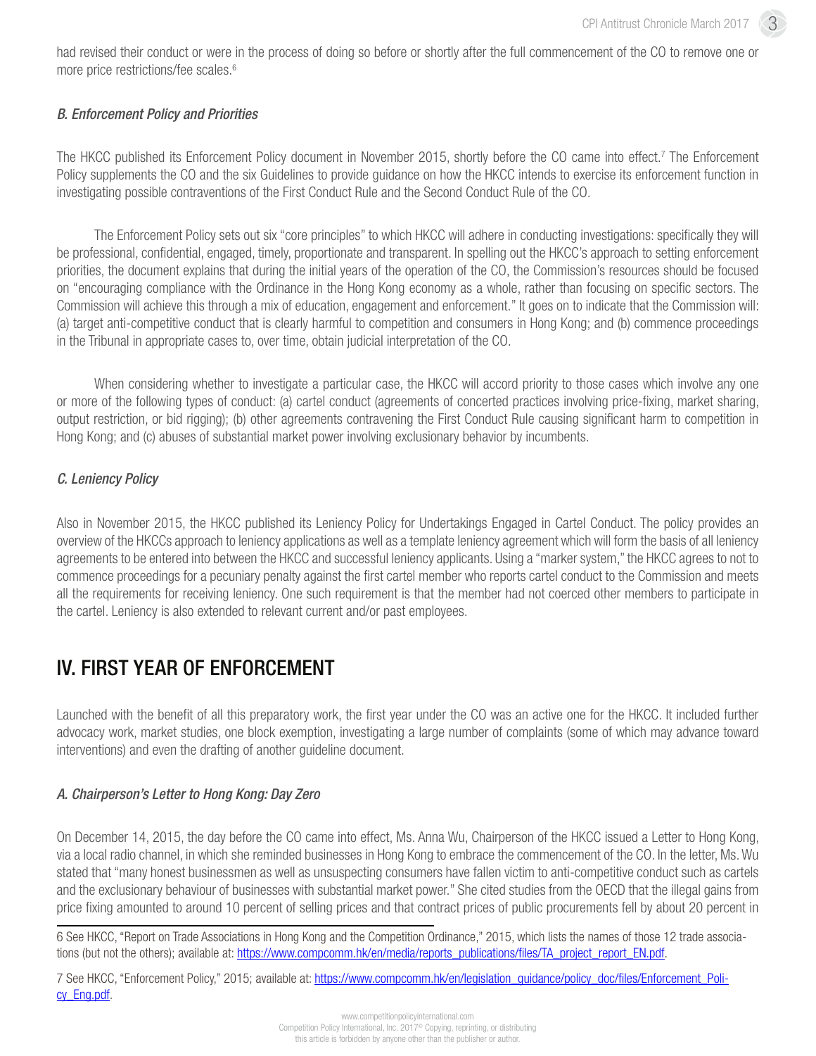had revised their conduct or were in the process of doing so before or shortly after the full commencement of the CO to remove one or more price restrictions/fee scales.[6]

### *B. Enforcement Policy and Priorities*

The HKCC published its Enforcement Policy document in November 2015, shortly before the CO came into effect.[7] The Enforcement Policy supplements the CO and the six Guidelines to provide guidance on how the HKCC intends to exercise its enforcement function in investigating possible contraventions of the First Conduct Rule and the Second Conduct Rule of the CO.

The Enforcement Policy sets out six "core principles" to which HKCC will adhere in conducting investigations: specifically they will be professional, confidential, engaged, timely, proportionate and transparent. In spelling out the HKCC's approach to setting enforcement priorities, the document explains that during the initial years of the operation of the CO, the Commission's resources should be focused on "encouraging compliance with the Ordinance in the Hong Kong economy as a whole, rather than focusing on specific sectors. The Commission will achieve this through a mix of education, engagement and enforcement." It goes on to indicate that the Commission will: (a) target anti-competitive conduct that is clearly harmful to competition and consumers in Hong Kong; and (b) commence proceedings in the Tribunal in appropriate cases to, over time, obtain judicial interpretation of the CO.

When considering whether to investigate a particular case, the HKCC will accord priority to those cases which involve any one or more of the following types of conduct: (a) cartel conduct (agreements of concerted practices involving price-fixing, market sharing, output restriction, or bid rigging); (b) other agreements contravening the First Conduct Rule causing significant harm to competition in Hong Kong; and (c) abuses of substantial market power involving exclusionary behavior by incumbents.

### *C. Leniency Policy*

Also in November 2015, the HKCC published its Leniency Policy for Undertakings Engaged in Cartel Conduct. The policy provides an overview of the HKCCs approach to leniency applications as well as a template leniency agreement which will form the basis of all leniency agreements to be entered into between the HKCC and successful leniency applicants. Using a "marker system," the HKCC agrees to not to commence proceedings for a pecuniary penalty against the first cartel member who reports cartel conduct to the Commission and meets all the requirements for receiving leniency. One such requirement is that the member had not coerced other members to participate in the cartel. Leniency is also extended to relevant current and/or past employees.

## IV. FIRST YEAR OF ENFORCEMENT

Launched with the benefit of all this preparatory work, the first year under the CO was an active one for the HKCC. It included further advocacy work, market studies, one block exemption, investigating a large number of complaints (some of which may advance toward interventions) and even the drafting of another guideline document.

### *A. Chairperson's Letter to Hong Kong: Day Zero*

On December 14, 2015, the day before the CO came into effect, Ms. Anna Wu, Chairperson of the HKCC issued a Letter to Hong Kong, via a local radio channel, in which she reminded businesses in Hong Kong to embrace the commencement of the CO. In the letter, Ms. Wu stated that "many honest businessmen as well as unsuspecting consumers have fallen victim to anti-competitive conduct such as cartels and the exclusionary behaviour of businesses with substantial market power." She cited studies from the OECD that the illegal gains from price fixing amounted to around 10 percent of selling prices and that contract prices of public procurements fell by about 20 percent in

---

6 See HKCC, "Report on Trade Associations in Hong Kong and the Competition Ordinance," 2015, which lists the names of those 12 trade associations (but not the others); available at: https://www.compcomm.hk/en/media/reports_publications/files/TA_project_report_EN.pdf.

7 See HKCC, "Enforcement Policy," 2015; available at: https://www.compcomm.hk/en/legislation_guidance/policy_doc/files/Enforcement_Policy_Eng.pdf.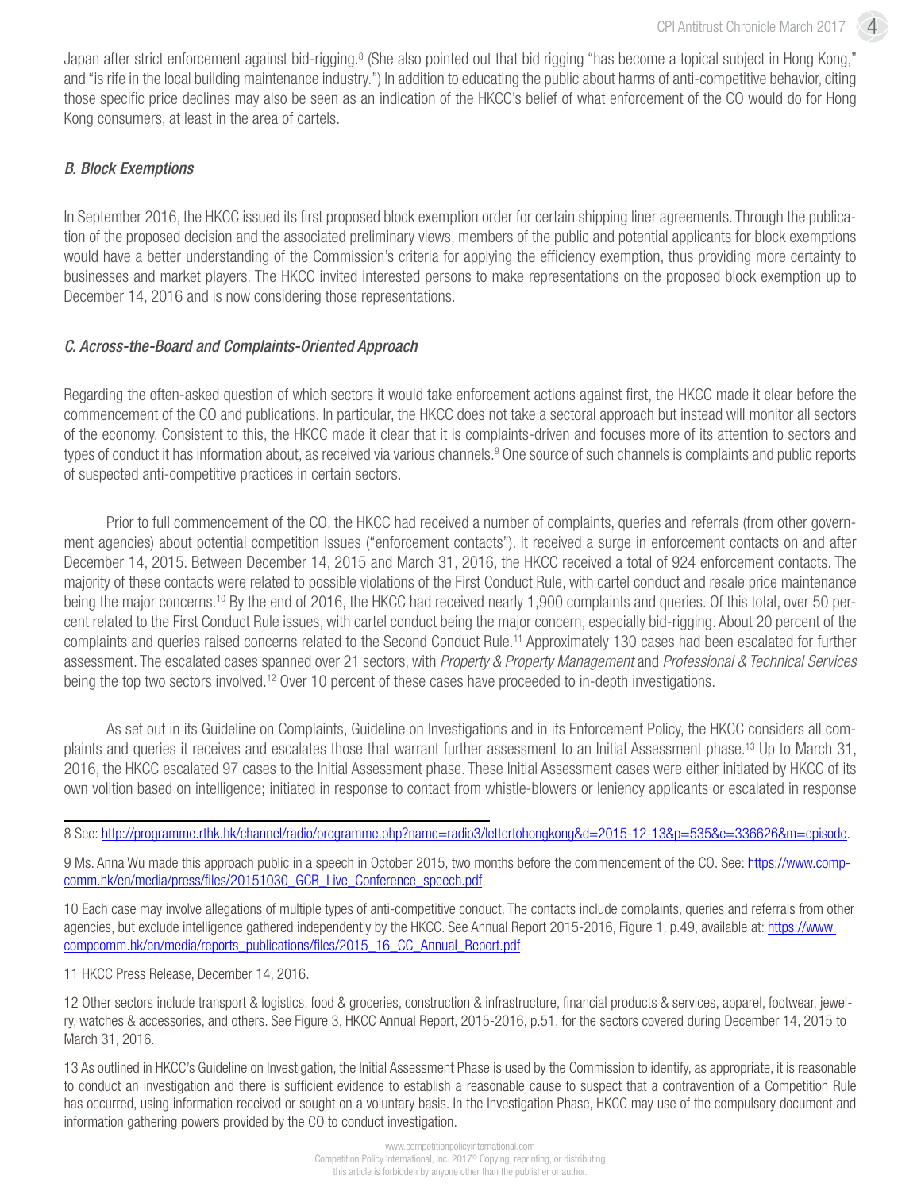Japan after strict enforcement against bid-rigging.[8] (She also pointed out that bid rigging "has become a topical subject in Hong Kong," and "is rife in the local building maintenance industry.") In addition to educating the public about harms of anti-competitive behavior, citing those specific price declines may also be seen as an indication of the HKCC's belief of what enforcement of the CO would do for Hong Kong consumers, at least in the area of cartels.

### *B. Block Exemptions*

In September 2016, the HKCC issued its first proposed block exemption order for certain shipping liner agreements. Through the publication of the proposed decision and the associated preliminary views, members of the public and potential applicants for block exemptions would have a better understanding of the Commission's criteria for applying the efficiency exemption, thus providing more certainty to businesses and market players. The HKCC invited interested persons to make representations on the proposed block exemption up to December 14, 2016 and is now considering those representations.

### *C. Across-the-Board and Complaints-Oriented Approach*

Regarding the often-asked question of which sectors it would take enforcement actions against first, the HKCC made it clear before the commencement of the CO and publications. In particular, the HKCC does not take a sectoral approach but instead will monitor all sectors of the economy. Consistent to this, the HKCC made it clear that it is complaints-driven and focuses more of its attention to sectors and types of conduct it has information about, as received via various channels.[9] One source of such channels is complaints and public reports of suspected anti-competitive practices in certain sectors.

Prior to full commencement of the CO, the HKCC had received a number of complaints, queries and referrals (from other government agencies) about potential competition issues ("enforcement contacts"). It received a surge in enforcement contacts on and after December 14, 2015. Between December 14, 2015 and March 31, 2016, the HKCC received a total of 924 enforcement contacts. The majority of these contacts were related to possible violations of the First Conduct Rule, with cartel conduct and resale price maintenance being the major concerns.[10] By the end of 2016, the HKCC had received nearly 1,900 complaints and queries. Of this total, over 50 percent related to the First Conduct Rule issues, with cartel conduct being the major concern, especially bid-rigging. About 20 percent of the complaints and queries raised concerns related to the Second Conduct Rule.[11] Approximately 130 cases had been escalated for further assessment. The escalated cases spanned over 21 sectors, with *Property & Property Management* and *Professional & Technical Services* being the top two sectors involved.[12] Over 10 percent of these cases have proceeded to in-depth investigations.

As set out in its Guideline on Complaints, Guideline on Investigations and in its Enforcement Policy, the HKCC considers all complaints and queries it receives and escalates those that warrant further assessment to an Initial Assessment phase.[13] Up to March 31, 2016, the HKCC escalated 97 cases to the Initial Assessment phase. These Initial Assessment cases were either initiated by HKCC of its own volition based on intelligence; initiated in response to contact from whistle-blowers or leniency applicants or escalated in response

---

8 See: http://programme.rthk.hk/channel/radio/programme.php?name=radio3/lettertohongkong&d=2015-12-13&p=535&e=336626&m=episode.

9 Ms. Anna Wu made this approach public in a speech in October 2015, two months before the commencement of the CO. See: https://www.compcomm.hk/en/media/press/files/20151030_GCR_Live_Conference_speech.pdf.

10 Each case may involve allegations of multiple types of anti-competitive conduct. The contacts include complaints, queries and referrals from other agencies, but exclude intelligence gathered independently by the HKCC. See Annual Report 2015-2016, Figure 1, p.49, available at: https://www.compcomm.hk/en/media/reports_publications/files/2015_16_CC_Annual_Report.pdf.

11 HKCC Press Release, December 14, 2016.

12 Other sectors include transport & logistics, food & groceries, construction & infrastructure, financial products & services, apparel, footwear, jewelry, watches & accessories, and others. See Figure 3, HKCC Annual Report, 2015-2016, p.51, for the sectors covered during December 14, 2015 to March 31, 2016.

13 As outlined in HKCC's Guideline on Investigation, the Initial Assessment Phase is used by the Commission to identify, as appropriate, it is reasonable to conduct an investigation and there is sufficient evidence to establish a reasonable cause to suspect that a contravention of a Competition Rule has occurred, using information received or sought on a voluntary basis. In the Investigation Phase, HKCC may use of the compulsory document and information gathering powers provided by the CO to conduct investigation.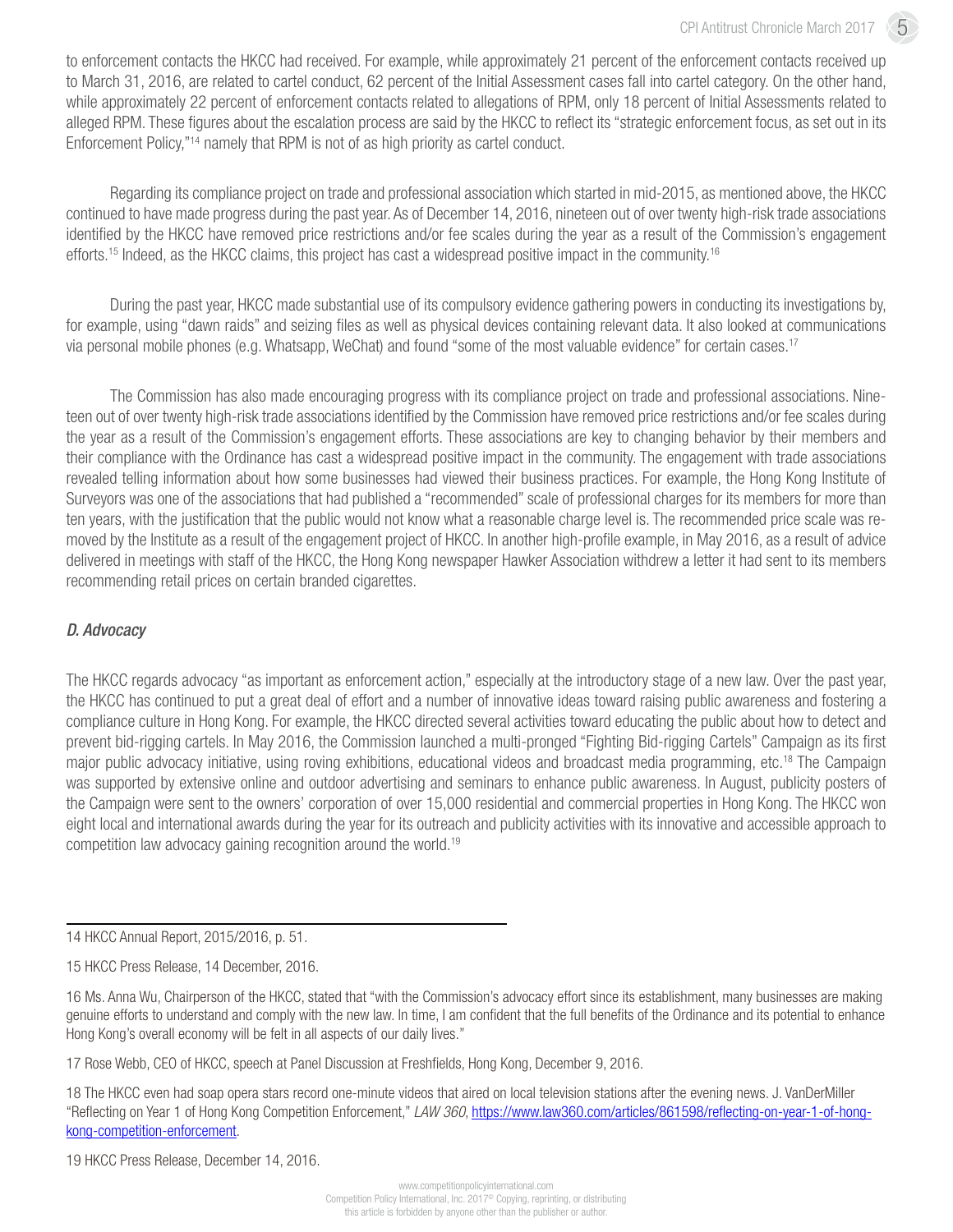to enforcement contacts the HKCC had received. For example, while approximately 21 percent of the enforcement contacts received up to March 31, 2016, are related to cartel conduct, 62 percent of the Initial Assessment cases fall into cartel category. On the other hand, while approximately 22 percent of enforcement contacts related to allegations of RPM, only 18 percent of Initial Assessments related to alleged RPM. These figures about the escalation process are said by the HKCC to reflect its "strategic enforcement focus, as set out in its Enforcement Policy,"[14] namely that RPM is not of as high priority as cartel conduct.

Regarding its compliance project on trade and professional association which started in mid-2015, as mentioned above, the HKCC continued to have made progress during the past year. As of December 14, 2016, nineteen out of over twenty high-risk trade associations identified by the HKCC have removed price restrictions and/or fee scales during the year as a result of the Commission's engagement efforts.[15] Indeed, as the HKCC claims, this project has cast a widespread positive impact in the community.[16]

During the past year, HKCC made substantial use of its compulsory evidence gathering powers in conducting its investigations by, for example, using "dawn raids" and seizing files as well as physical devices containing relevant data. It also looked at communications via personal mobile phones (e.g. Whatsapp, WeChat) and found "some of the most valuable evidence" for certain cases.[17]

The Commission has also made encouraging progress with its compliance project on trade and professional associations. Nineteen out of over twenty high-risk trade associations identified by the Commission have removed price restrictions and/or fee scales during the year as a result of the Commission's engagement efforts. These associations are key to changing behavior by their members and their compliance with the Ordinance has cast a widespread positive impact in the community. The engagement with trade associations revealed telling information about how some businesses had viewed their business practices. For example, the Hong Kong Institute of Surveyors was one of the associations that had published a "recommended" scale of professional charges for its members for more than ten years, with the justification that the public would not know what a reasonable charge level is. The recommended price scale was removed by the Institute as a result of the engagement project of HKCC. In another high-profile example, in May 2016, as a result of advice delivered in meetings with staff of the HKCC, the Hong Kong newspaper Hawker Association withdrew a letter it had sent to its members recommending retail prices on certain branded cigarettes.

### *D. Advocacy*

The HKCC regards advocacy "as important as enforcement action," especially at the introductory stage of a new law. Over the past year, the HKCC has continued to put a great deal of effort and a number of innovative ideas toward raising public awareness and fostering a compliance culture in Hong Kong. For example, the HKCC directed several activities toward educating the public about how to detect and prevent bid-rigging cartels. In May 2016, the Commission launched a multi-pronged "Fighting Bid-rigging Cartels" Campaign as its first major public advocacy initiative, using roving exhibitions, educational videos and broadcast media programming, etc.[18] The Campaign was supported by extensive online and outdoor advertising and seminars to enhance public awareness. In August, publicity posters of the Campaign were sent to the owners' corporation of over 15,000 residential and commercial properties in Hong Kong. The HKCC won eight local and international awards during the year for its outreach and publicity activities with its innovative and accessible approach to competition law advocacy gaining recognition around the world.[19]

---

14 HKCC Annual Report, 2015/2016, p. 51.

15 HKCC Press Release, 14 December, 2016.

16 Ms. Anna Wu, Chairperson of the HKCC, stated that "with the Commission's advocacy effort since its establishment, many businesses are making genuine efforts to understand and comply with the new law. In time, I am confident that the full benefits of the Ordinance and its potential to enhance Hong Kong's overall economy will be felt in all aspects of our daily lives."

17 Rose Webb, CEO of HKCC, speech at Panel Discussion at Freshfields, Hong Kong, December 9, 2016.

18 The HKCC even had soap opera stars record one-minute videos that aired on local television stations after the evening news. J. VanDerMiller "Reflecting on Year 1 of Hong Kong Competition Enforcement," *LAW 360*, https://www.law360.com/articles/861598/reflecting-on-year-1-of-hong-kong-competition-enforcement.

19 HKCC Press Release, December 14, 2016.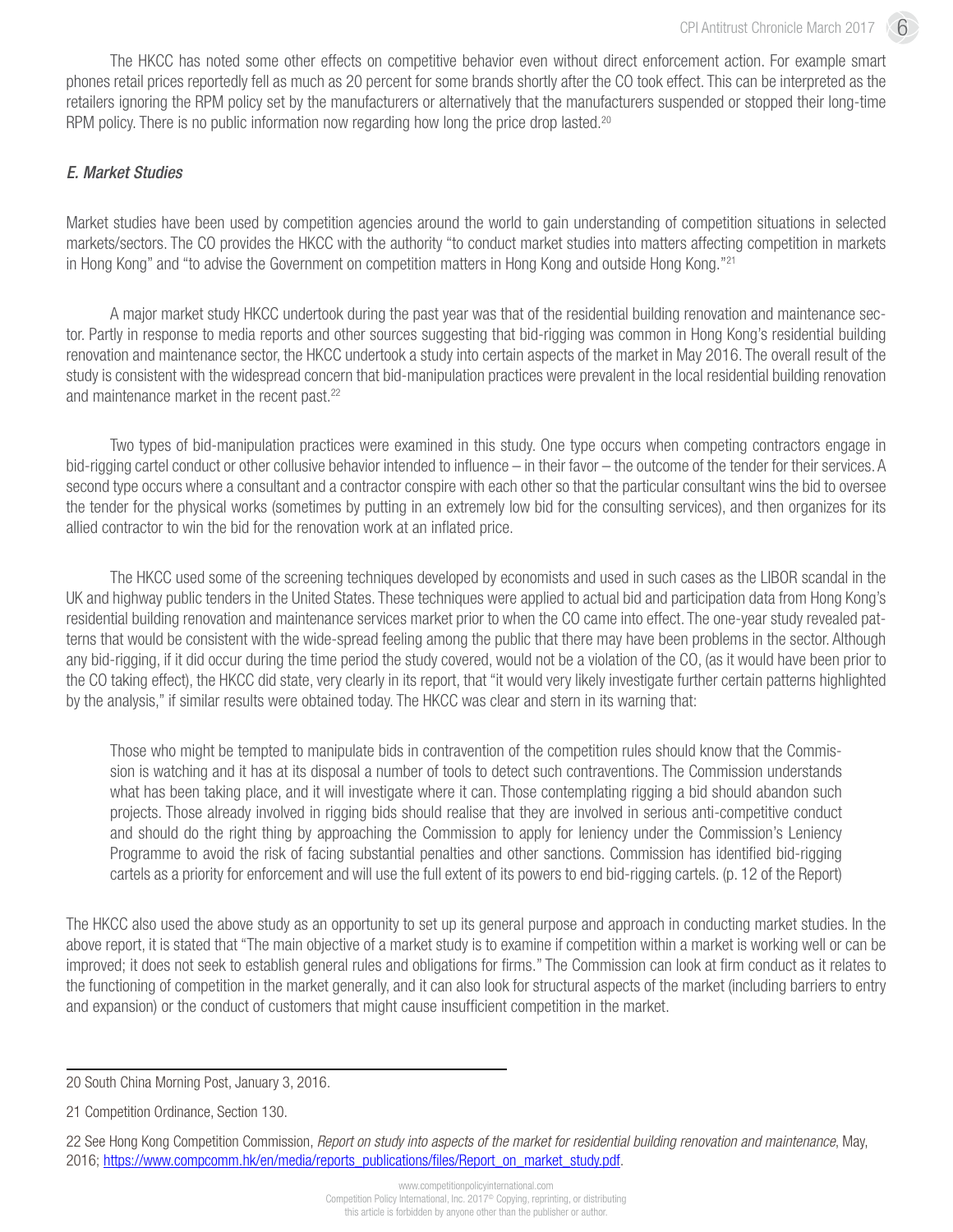The HKCC has noted some other effects on competitive behavior even without direct enforcement action. For example smart phones retail prices reportedly fell as much as 20 percent for some brands shortly after the CO took effect. This can be interpreted as the retailers ignoring the RPM policy set by the manufacturers or alternatively that the manufacturers suspended or stopped their long-time RPM policy. There is no public information now regarding how long the price drop lasted.[20]

### *E. Market Studies*

Market studies have been used by competition agencies around the world to gain understanding of competition situations in selected markets/sectors. The CO provides the HKCC with the authority "to conduct market studies into matters affecting competition in markets in Hong Kong" and "to advise the Government on competition matters in Hong Kong and outside Hong Kong."[21]

A major market study HKCC undertook during the past year was that of the residential building renovation and maintenance sector. Partly in response to media reports and other sources suggesting that bid-rigging was common in Hong Kong's residential building renovation and maintenance sector, the HKCC undertook a study into certain aspects of the market in May 2016. The overall result of the study is consistent with the widespread concern that bid-manipulation practices were prevalent in the local residential building renovation and maintenance market in the recent past.[22]

Two types of bid-manipulation practices were examined in this study. One type occurs when competing contractors engage in bid-rigging cartel conduct or other collusive behavior intended to influence – in their favor – the outcome of the tender for their services. A second type occurs where a consultant and a contractor conspire with each other so that the particular consultant wins the bid to oversee the tender for the physical works (sometimes by putting in an extremely low bid for the consulting services), and then organizes for its allied contractor to win the bid for the renovation work at an inflated price.

The HKCC used some of the screening techniques developed by economists and used in such cases as the LIBOR scandal in the UK and highway public tenders in the United States. These techniques were applied to actual bid and participation data from Hong Kong's residential building renovation and maintenance services market prior to when the CO came into effect. The one-year study revealed patterns that would be consistent with the wide-spread feeling among the public that there may have been problems in the sector. Although any bid-rigging, if it did occur during the time period the study covered, would not be a violation of the CO, (as it would have been prior to the CO taking effect), the HKCC did state, very clearly in its report, that "it would very likely investigate further certain patterns highlighted by the analysis," if similar results were obtained today. The HKCC was clear and stern in its warning that:

> Those who might be tempted to manipulate bids in contravention of the competition rules should know that the Commission is watching and it has at its disposal a number of tools to detect such contraventions. The Commission understands what has been taking place, and it will investigate where it can. Those contemplating rigging a bid should abandon such projects. Those already involved in rigging bids should realise that they are involved in serious anti-competitive conduct and should do the right thing by approaching the Commission to apply for leniency under the Commission's Leniency Programme to avoid the risk of facing substantial penalties and other sanctions. Commission has identified bid-rigging cartels as a priority for enforcement and will use the full extent of its powers to end bid-rigging cartels. (p. 12 of the Report)

The HKCC also used the above study as an opportunity to set up its general purpose and approach in conducting market studies. In the above report, it is stated that "The main objective of a market study is to examine if competition within a market is working well or can be improved; it does not seek to establish general rules and obligations for firms." The Commission can look at firm conduct as it relates to the functioning of competition in the market generally, and it can also look for structural aspects of the market (including barriers to entry and expansion) or the conduct of customers that might cause insufficient competition in the market.

---

20 South China Morning Post, January 3, 2016.

21 Competition Ordinance, Section 130.

22 See Hong Kong Competition Commission, *Report on study into aspects of the market for residential building renovation and maintenance*, May, 2016; https://www.compcomm.hk/en/media/reports_publications/files/Report_on_market_study.pdf.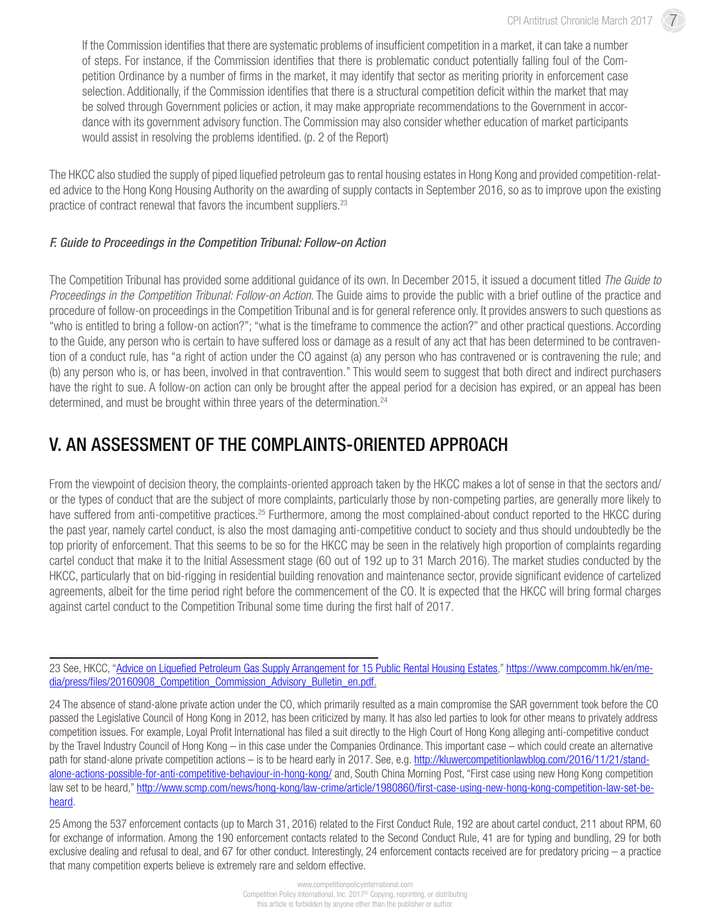> If the Commission identifies that there are systematic problems of insufficient competition in a market, it can take a number of steps. For instance, if the Commission identifies that there is problematic conduct potentially falling foul of the Competition Ordinance by a number of firms in the market, it may identify that sector as meriting priority in enforcement case selection. Additionally, if the Commission identifies that there is a structural competition deficit within the market that may be solved through Government policies or action, it may make appropriate recommendations to the Government in accordance with its government advisory function. The Commission may also consider whether education of market participants would assist in resolving the problems identified. (p. 2 of the Report)

The HKCC also studied the supply of piped liquefied petroleum gas to rental housing estates in Hong Kong and provided competition-related advice to the Hong Kong Housing Authority on the awarding of supply contacts in September 2016, so as to improve upon the existing practice of contract renewal that favors the incumbent suppliers.[23]

### *F. Guide to Proceedings in the Competition Tribunal: Follow-on Action*

The Competition Tribunal has provided some additional guidance of its own. In December 2015, it issued a document titled *The Guide to Proceedings in the Competition Tribunal: Follow-on Action*. The Guide aims to provide the public with a brief outline of the practice and procedure of follow-on proceedings in the Competition Tribunal and is for general reference only. It provides answers to such questions as "who is entitled to bring a follow-on action?"; "what is the timeframe to commence the action?" and other practical questions. According to the Guide, any person who is certain to have suffered loss or damage as a result of any act that has been determined to be contravention of a conduct rule, has "a right of action under the CO against (a) any person who has contravened or is contravening the rule; and (b) any person who is, or has been, involved in that contravention." This would seem to suggest that both direct and indirect purchasers have the right to sue. A follow-on action can only be brought after the appeal period for a decision has expired, or an appeal has been determined, and must be brought within three years of the determination.[24]

## V. AN ASSESSMENT OF THE COMPLAINTS-ORIENTED APPROACH

From the viewpoint of decision theory, the complaints-oriented approach taken by the HKCC makes a lot of sense in that the sectors and/or the types of conduct that are the subject of more complaints, particularly those by non-competing parties, are generally more likely to have suffered from anti-competitive practices.[25] Furthermore, among the most complained-about conduct reported to the HKCC during the past year, namely cartel conduct, is also the most damaging anti-competitive conduct to society and thus should undoubtedly be the top priority of enforcement. That this seems to be so for the HKCC may be seen in the relatively high proportion of complaints regarding cartel conduct that make it to the Initial Assessment stage (60 out of 192 up to 31 March 2016). The market studies conducted by the HKCC, particularly that on bid-rigging in residential building renovation and maintenance sector, provide significant evidence of cartelized agreements, albeit for the time period right before the commencement of the CO. It is expected that the HKCC will bring formal charges against cartel conduct to the Competition Tribunal some time during the first half of 2017.

---

23 See, HKCC, "Advice on Liquefied Petroleum Gas Supply Arrangement for 15 Public Rental Housing Estates," https://www.compcomm.hk/en/media/press/files/20160908_Competition_Commission_Advisory_Bulletin_en.pdf.

24 The absence of stand-alone private action under the CO, which primarily resulted as a main compromise the SAR government took before the CO passed the Legislative Council of Hong Kong in 2012, has been criticized by many. It has also led parties to look for other means to privately address competition issues. For example, Loyal Profit International has filed a suit directly to the High Court of Hong Kong alleging anti-competitive conduct by the Travel Industry Council of Hong Kong – in this case under the Companies Ordinance. This important case – which could create an alternative path for stand-alone private competition actions – is to be heard early in 2017. See, e.g. http://kluwercompetitionlawblog.com/2016/11/21/stand-alone-actions-possible-for-anti-competitive-behaviour-in-hong-kong/ and, South China Morning Post, "First case using new Hong Kong competition law set to be heard," http://www.scmp.com/news/hong-kong/law-crime/article/1980860/first-case-using-new-hong-kong-competition-law-set-be-heard.

25 Among the 537 enforcement contacts (up to March 31, 2016) related to the First Conduct Rule, 192 are about cartel conduct, 211 about RPM, 60 for exchange of information. Among the 190 enforcement contacts related to the Second Conduct Rule, 41 are for typing and bundling, 29 for both exclusive dealing and refusal to deal, and 67 for other conduct. Interestingly, 24 enforcement contacts received are for predatory pricing – a practice that many competition experts believe is extremely rare and seldom effective.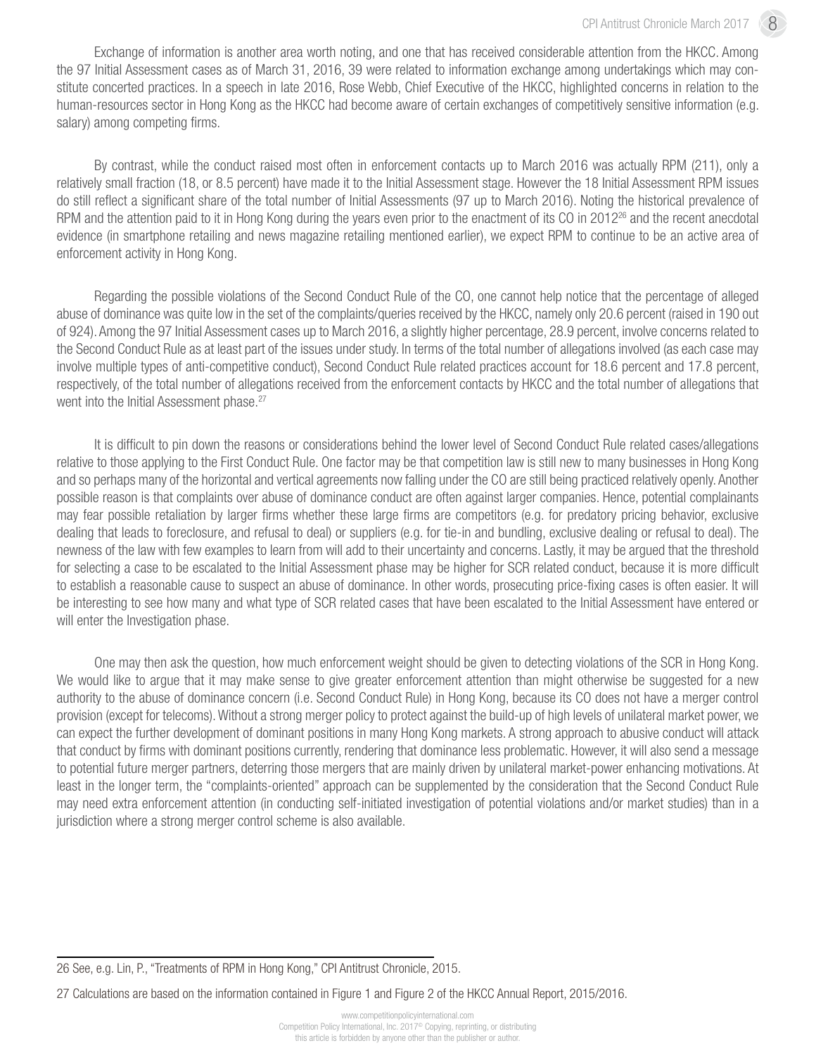Exchange of information is another area worth noting, and one that has received considerable attention from the HKCC. Among the 97 Initial Assessment cases as of March 31, 2016, 39 were related to information exchange among undertakings which may constitute concerted practices. In a speech in late 2016, Rose Webb, Chief Executive of the HKCC, highlighted concerns in relation to the human-resources sector in Hong Kong as the HKCC had become aware of certain exchanges of competitively sensitive information (e.g. salary) among competing firms.

By contrast, while the conduct raised most often in enforcement contacts up to March 2016 was actually RPM (211), only a relatively small fraction (18, or 8.5 percent) have made it to the Initial Assessment stage. However the 18 Initial Assessment RPM issues do still reflect a significant share of the total number of Initial Assessments (97 up to March 2016). Noting the historical prevalence of RPM and the attention paid to it in Hong Kong during the years even prior to the enactment of its CO in 2012[26] and the recent anecdotal evidence (in smartphone retailing and news magazine retailing mentioned earlier), we expect RPM to continue to be an active area of enforcement activity in Hong Kong.

Regarding the possible violations of the Second Conduct Rule of the CO, one cannot help notice that the percentage of alleged abuse of dominance was quite low in the set of the complaints/queries received by the HKCC, namely only 20.6 percent (raised in 190 out of 924). Among the 97 Initial Assessment cases up to March 2016, a slightly higher percentage, 28.9 percent, involve concerns related to the Second Conduct Rule as at least part of the issues under study. In terms of the total number of allegations involved (as each case may involve multiple types of anti-competitive conduct), Second Conduct Rule related practices account for 18.6 percent and 17.8 percent, respectively, of the total number of allegations received from the enforcement contacts by HKCC and the total number of allegations that went into the Initial Assessment phase.[27]

It is difficult to pin down the reasons or considerations behind the lower level of Second Conduct Rule related cases/allegations relative to those applying to the First Conduct Rule. One factor may be that competition law is still new to many businesses in Hong Kong and so perhaps many of the horizontal and vertical agreements now falling under the CO are still being practiced relatively openly. Another possible reason is that complaints over abuse of dominance conduct are often against larger companies. Hence, potential complainants may fear possible retaliation by larger firms whether these large firms are competitors (e.g. for predatory pricing behavior, exclusive dealing that leads to foreclosure, and refusal to deal) or suppliers (e.g. for tie-in and bundling, exclusive dealing or refusal to deal). The newness of the law with few examples to learn from will add to their uncertainty and concerns. Lastly, it may be argued that the threshold for selecting a case to be escalated to the Initial Assessment phase may be higher for SCR related conduct, because it is more difficult to establish a reasonable cause to suspect an abuse of dominance. In other words, prosecuting price-fixing cases is often easier. It will be interesting to see how many and what type of SCR related cases that have been escalated to the Initial Assessment have entered or will enter the Investigation phase.

One may then ask the question, how much enforcement weight should be given to detecting violations of the SCR in Hong Kong. We would like to argue that it may make sense to give greater enforcement attention than might otherwise be suggested for a new authority to the abuse of dominance concern (i.e. Second Conduct Rule) in Hong Kong, because its CO does not have a merger control provision (except for telecoms). Without a strong merger policy to protect against the build-up of high levels of unilateral market power, we can expect the further development of dominant positions in many Hong Kong markets. A strong approach to abusive conduct will attack that conduct by firms with dominant positions currently, rendering that dominance less problematic. However, it will also send a message to potential future merger partners, deterring those mergers that are mainly driven by unilateral market-power enhancing motivations. At least in the longer term, the "complaints-oriented" approach can be supplemented by the consideration that the Second Conduct Rule may need extra enforcement attention (in conducting self-initiated investigation of potential violations and/or market studies) than in a jurisdiction where a strong merger control scheme is also available.

---

26 See, e.g. Lin, P., "Treatments of RPM in Hong Kong," CPI Antitrust Chronicle, 2015.

27 Calculations are based on the information contained in Figure 1 and Figure 2 of the HKCC Annual Report, 2015/2016.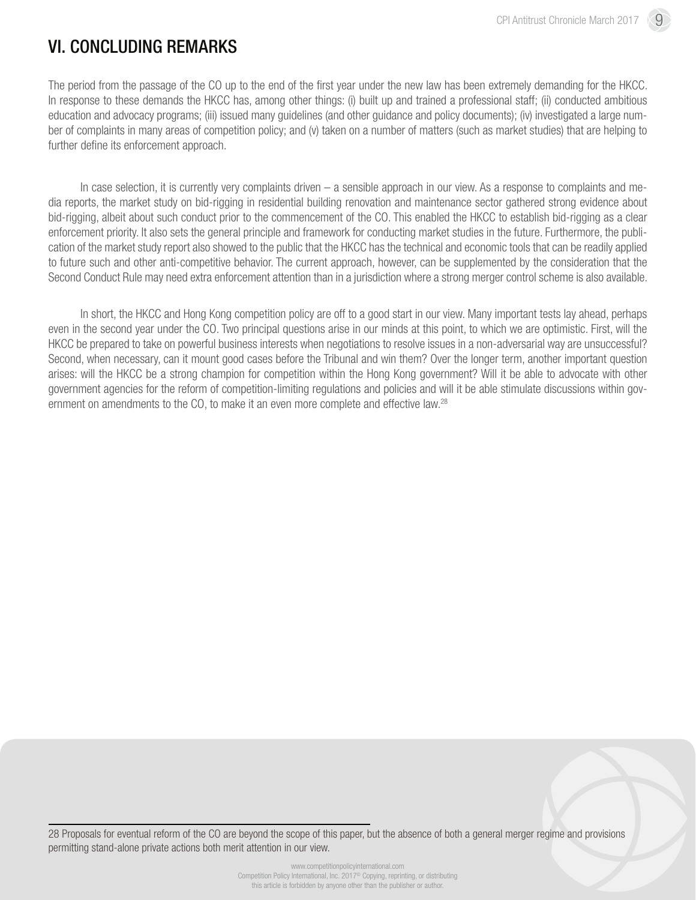## VI. CONCLUDING REMARKS

The period from the passage of the CO up to the end of the first year under the new law has been extremely demanding for the HKCC. In response to these demands the HKCC has, among other things: (i) built up and trained a professional staff; (ii) conducted ambitious education and advocacy programs; (iii) issued many guidelines (and other guidance and policy documents); (iv) investigated a large number of complaints in many areas of competition policy; and (v) taken on a number of matters (such as market studies) that are helping to further define its enforcement approach.

In case selection, it is currently very complaints driven – a sensible approach in our view. As a response to complaints and media reports, the market study on bid-rigging in residential building renovation and maintenance sector gathered strong evidence about bid-rigging, albeit about such conduct prior to the commencement of the CO. This enabled the HKCC to establish bid-rigging as a clear enforcement priority. It also sets the general principle and framework for conducting market studies in the future. Furthermore, the publication of the market study report also showed to the public that the HKCC has the technical and economic tools that can be readily applied to future such and other anti-competitive behavior. The current approach, however, can be supplemented by the consideration that the Second Conduct Rule may need extra enforcement attention than in a jurisdiction where a strong merger control scheme is also available.

In short, the HKCC and Hong Kong competition policy are off to a good start in our view. Many important tests lay ahead, perhaps even in the second year under the CO. Two principal questions arise in our minds at this point, to which we are optimistic. First, will the HKCC be prepared to take on powerful business interests when negotiations to resolve issues in a non-adversarial way are unsuccessful? Second, when necessary, can it mount good cases before the Tribunal and win them? Over the longer term, another important question arises: will the HKCC be a strong champion for competition within the Hong Kong government? Will it be able to advocate with other government agencies for the reform of competition-limiting regulations and policies and will it be able stimulate discussions within government on amendments to the CO, to make it an even more complete and effective law.[28]

---

28 Proposals for eventual reform of the CO are beyond the scope of this paper, but the absence of both a general merger regime and provisions permitting stand-alone private actions both merit attention in our view.